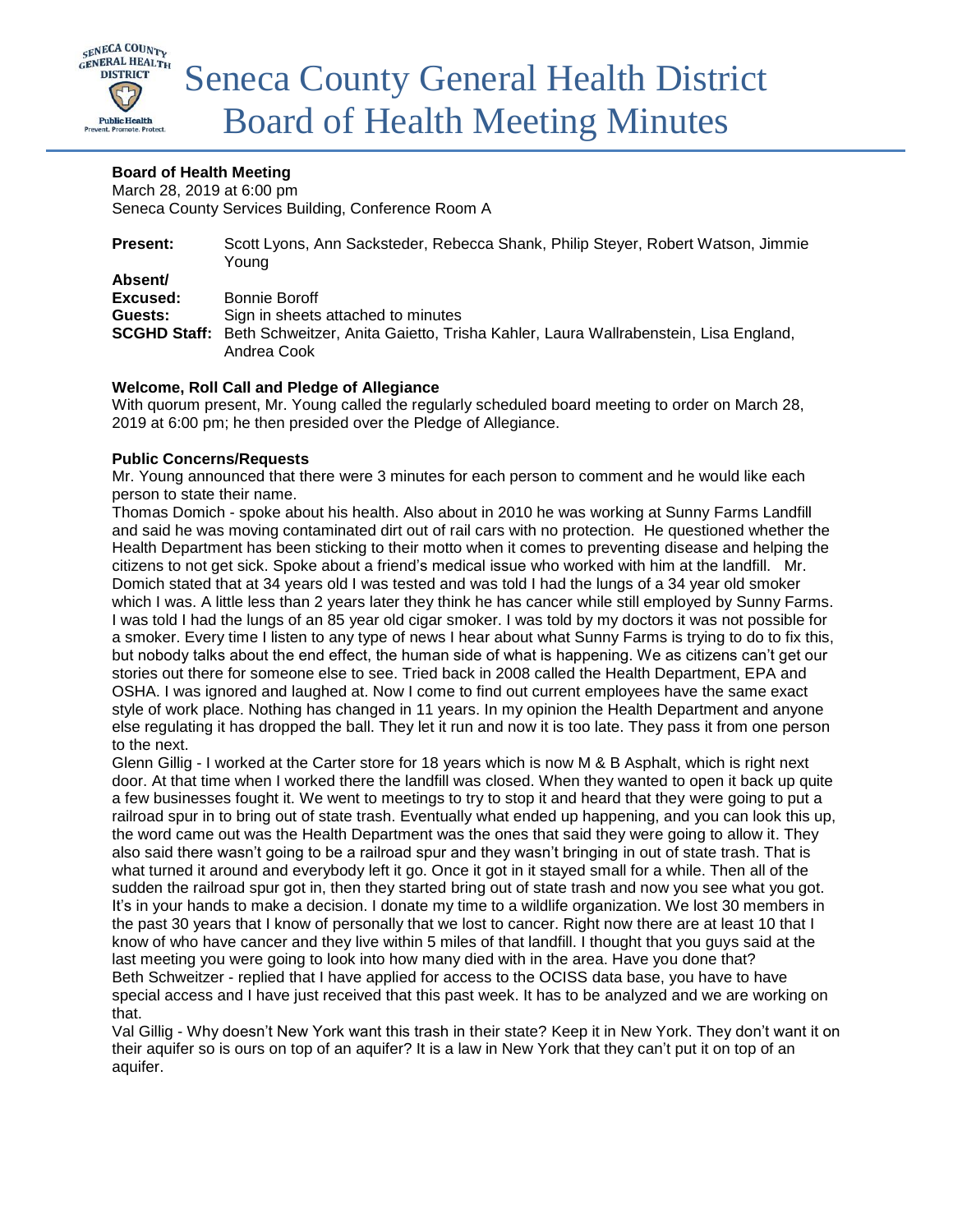# Seneca County General Health District Board of Health Meeting Minutes

**Board of Health Meeting**
March 28, 2019 at 6:00 pm
Seneca County Services Building, Conference Room A

**Present:** Scott Lyons, Ann Sacksteder, Rebecca Shank, Philip Steyer, Robert Watson, Jimmie Young
**Absent/ Excused:** Bonnie Boroff
**Guests:** Sign in sheets attached to minutes
**SCGHD Staff:** Beth Schweitzer, Anita Gaietto, Trisha Kahler, Laura Wallrabenstein, Lisa England, Andrea Cook

**Welcome, Roll Call and Pledge of Allegiance**
With quorum present, Mr. Young called the regularly scheduled board meeting to order on March 28, 2019 at 6:00 pm; he then presided over the Pledge of Allegiance.

**Public Concerns/Requests**
Mr. Young announced that there were 3 minutes for each person to comment and he would like each person to state their name.

Thomas Domich - spoke about his health. Also about in 2010 he was working at Sunny Farms Landfill and said he was moving contaminated dirt out of rail cars with no protection. He questioned whether the Health Department has been sticking to their motto when it comes to preventing disease and helping the citizens to not get sick. Spoke about a friend's medical issue who worked with him at the landfill. Mr. Domich stated that at 34 years old I was tested and was told I had the lungs of a 34 year old smoker which I was. A little less than 2 years later they think he has cancer while still employed by Sunny Farms. I was told I had the lungs of an 85 year old cigar smoker. I was told by my doctors it was not possible for a smoker. Every time I listen to any type of news I hear about what Sunny Farms is trying to do to fix this, but nobody talks about the end effect, the human side of what is happening. We as citizens can't get our stories out there for someone else to see. Tried back in 2008 called the Health Department, EPA and OSHA. I was ignored and laughed at. Now I come to find out current employees have the same exact style of work place. Nothing has changed in 11 years. In my opinion the Health Department and anyone else regulating it has dropped the ball. They let it run and now it is too late. They pass it from one person to the next.

Glenn Gillig - I worked at the Carter store for 18 years which is now M & B Asphalt, which is right next door. At that time when I worked there the landfill was closed. When they wanted to open it back up quite a few businesses fought it. We went to meetings to try to stop it and heard that they were going to put a railroad spur in to bring out of state trash. Eventually what ended up happening, and you can look this up, the word came out was the Health Department was the ones that said they were going to allow it. They also said there wasn't going to be a railroad spur and they wasn't bringing in out of state trash. That is what turned it around and everybody left it go. Once it got in it stayed small for a while. Then all of the sudden the railroad spur got in, then they started bring out of state trash and now you see what you got. It's in your hands to make a decision. I donate my time to a wildlife organization. We lost 30 members in the past 30 years that I know of personally that we lost to cancer. Right now there are at least 10 that I know of who have cancer and they live within 5 miles of that landfill. I thought that you guys said at the last meeting you were going to look into how many died with in the area. Have you done that?

Beth Schweitzer - replied that I have applied for access to the OCISS data base, you have to have special access and I have just received that this past week. It has to be analyzed and we are working on that.

Val Gillig - Why doesn't New York want this trash in their state? Keep it in New York. They don't want it on their aquifer so is ours on top of an aquifer? It is a law in New York that they can't put it on top of an aquifer.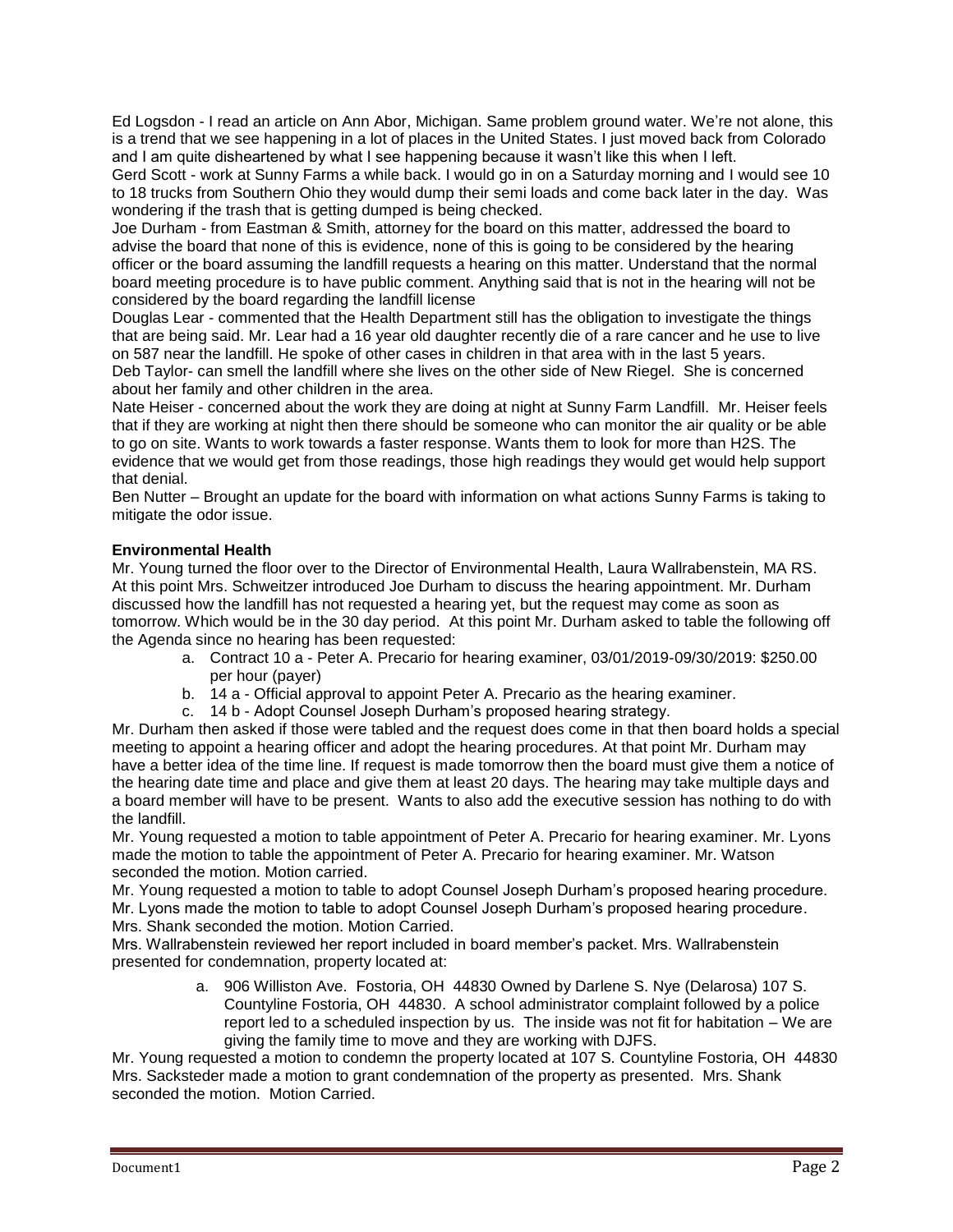Ed Logsdon - I read an article on Ann Abor, Michigan. Same problem ground water. We're not alone, this is a trend that we see happening in a lot of places in the United States. I just moved back from Colorado and I am quite disheartened by what I see happening because it wasn't like this when I left.

Gerd Scott - work at Sunny Farms a while back. I would go in on a Saturday morning and I would see 10 to 18 trucks from Southern Ohio they would dump their semi loads and come back later in the day. Was wondering if the trash that is getting dumped is being checked.

Joe Durham - from Eastman & Smith, attorney for the board on this matter, addressed the board to advise the board that none of this is evidence, none of this is going to be considered by the hearing officer or the board assuming the landfill requests a hearing on this matter. Understand that the normal board meeting procedure is to have public comment. Anything said that is not in the hearing will not be considered by the board regarding the landfill license

Douglas Lear - commented that the Health Department still has the obligation to investigate the things that are being said. Mr. Lear had a 16 year old daughter recently die of a rare cancer and he use to live on 587 near the landfill. He spoke of other cases in children in that area with in the last 5 years.

Deb Taylor- can smell the landfill where she lives on the other side of New Riegel. She is concerned about her family and other children in the area.

Nate Heiser - concerned about the work they are doing at night at Sunny Farm Landfill. Mr. Heiser feels that if they are working at night then there should be someone who can monitor the air quality or be able to go on site. Wants to work towards a faster response. Wants them to look for more than H2S. The evidence that we would get from those readings, those high readings they would get would help support that denial.

Ben Nutter – Brought an update for the board with information on what actions Sunny Farms is taking to mitigate the odor issue.

**Environmental Health**

Mr. Young turned the floor over to the Director of Environmental Health, Laura Wallrabenstein, MA RS. At this point Mrs. Schweitzer introduced Joe Durham to discuss the hearing appointment. Mr. Durham discussed how the landfill has not requested a hearing yet, but the request may come as soon as tomorrow. Which would be in the 30 day period. At this point Mr. Durham asked to table the following off the Agenda since no hearing has been requested:

a. Contract 10 a - Peter A. Precario for hearing examiner, 03/01/2019-09/30/2019: $250.00 per hour (payer)
b. 14 a - Official approval to appoint Peter A. Precario as the hearing examiner.
c. 14 b - Adopt Counsel Joseph Durham's proposed hearing strategy.

Mr. Durham then asked if those were tabled and the request does come in that then board holds a special meeting to appoint a hearing officer and adopt the hearing procedures. At that point Mr. Durham may have a better idea of the time line. If request is made tomorrow then the board must give them a notice of the hearing date time and place and give them at least 20 days. The hearing may take multiple days and a board member will have to be present. Wants to also add the executive session has nothing to do with the landfill.

Mr. Young requested a motion to table appointment of Peter A. Precario for hearing examiner. Mr. Lyons made the motion to table the appointment of Peter A. Precario for hearing examiner. Mr. Watson seconded the motion. Motion carried.

Mr. Young requested a motion to table to adopt Counsel Joseph Durham's proposed hearing procedure. Mr. Lyons made the motion to table to adopt Counsel Joseph Durham's proposed hearing procedure. Mrs. Shank seconded the motion. Motion Carried.

Mrs. Wallrabenstein reviewed her report included in board member's packet. Mrs. Wallrabenstein presented for condemnation, property located at:

a. 906 Williston Ave. Fostoria, OH 44830 Owned by Darlene S. Nye (Delarosa) 107 S. Countyline Fostoria, OH 44830. A school administrator complaint followed by a police report led to a scheduled inspection by us. The inside was not fit for habitation – We are giving the family time to move and they are working with DJFS.

Mr. Young requested a motion to condemn the property located at 107 S. Countyline Fostoria, OH 44830 Mrs. Sacksteder made a motion to grant condemnation of the property as presented. Mrs. Shank seconded the motion. Motion Carried.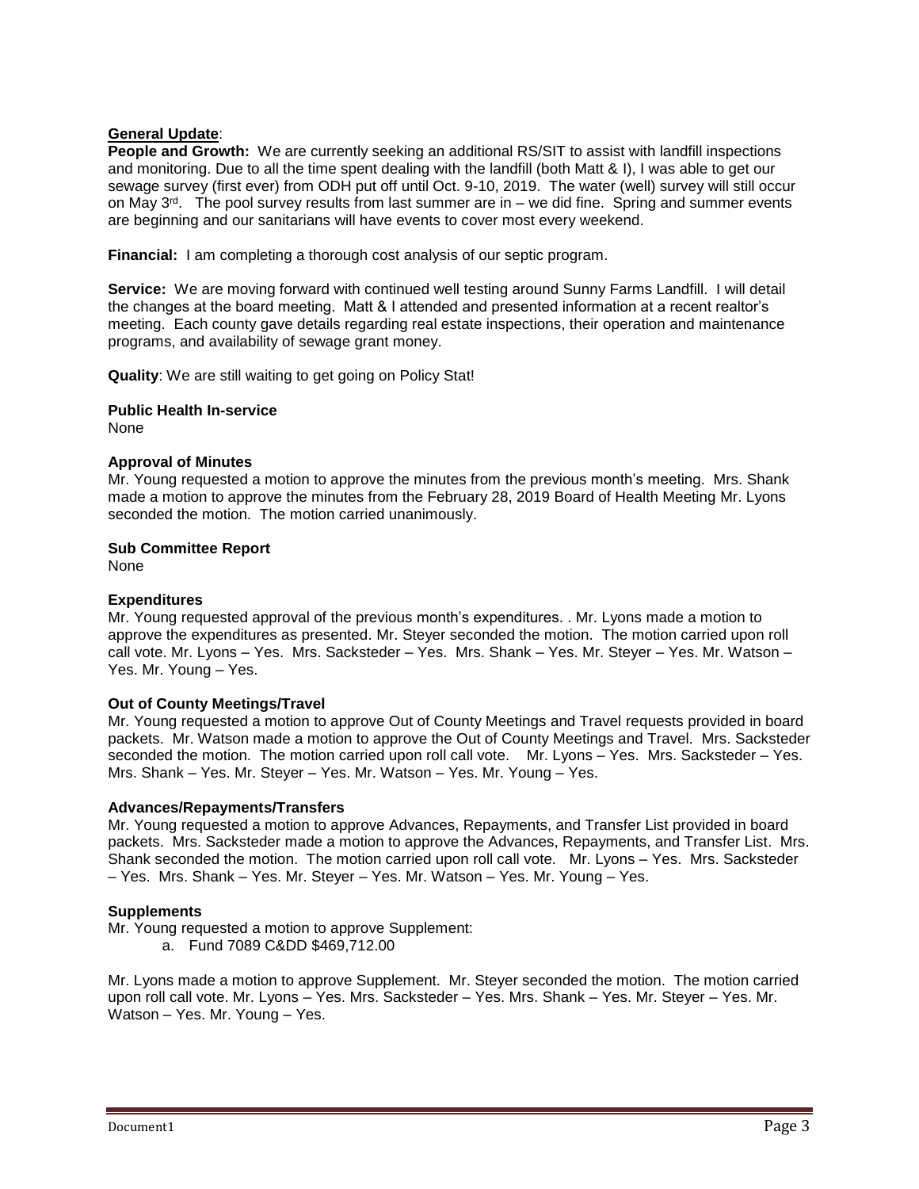**General Update**:

**People and Growth:** We are currently seeking an additional RS/SIT to assist with landfill inspections and monitoring. Due to all the time spent dealing with the landfill (both Matt & I), I was able to get our sewage survey (first ever) from ODH put off until Oct. 9-10, 2019. The water (well) survey will still occur on May 3rd. The pool survey results from last summer are in – we did fine. Spring and summer events are beginning and our sanitarians will have events to cover most every weekend.

**Financial:** I am completing a thorough cost analysis of our septic program.

**Service:** We are moving forward with continued well testing around Sunny Farms Landfill. I will detail the changes at the board meeting. Matt & I attended and presented information at a recent realtor's meeting. Each county gave details regarding real estate inspections, their operation and maintenance programs, and availability of sewage grant money.

**Quality**: We are still waiting to get going on Policy Stat!

**Public Health In-service**

None

**Approval of Minutes**

Mr. Young requested a motion to approve the minutes from the previous month's meeting. Mrs. Shank made a motion to approve the minutes from the February 28, 2019 Board of Health Meeting Mr. Lyons seconded the motion. The motion carried unanimously.

**Sub Committee Report**

None

**Expenditures**

Mr. Young requested approval of the previous month's expenditures. . Mr. Lyons made a motion to approve the expenditures as presented. Mr. Steyer seconded the motion. The motion carried upon roll call vote. Mr. Lyons – Yes. Mrs. Sacksteder – Yes. Mrs. Shank – Yes. Mr. Steyer – Yes. Mr. Watson – Yes. Mr. Young – Yes.

**Out of County Meetings/Travel**

Mr. Young requested a motion to approve Out of County Meetings and Travel requests provided in board packets. Mr. Watson made a motion to approve the Out of County Meetings and Travel. Mrs. Sacksteder seconded the motion. The motion carried upon roll call vote. Mr. Lyons – Yes. Mrs. Sacksteder – Yes. Mrs. Shank – Yes. Mr. Steyer – Yes. Mr. Watson – Yes. Mr. Young – Yes.

**Advances/Repayments/Transfers**

Mr. Young requested a motion to approve Advances, Repayments, and Transfer List provided in board packets. Mrs. Sacksteder made a motion to approve the Advances, Repayments, and Transfer List. Mrs. Shank seconded the motion. The motion carried upon roll call vote. Mr. Lyons – Yes. Mrs. Sacksteder – Yes. Mrs. Shank – Yes. Mr. Steyer – Yes. Mr. Watson – Yes. Mr. Young – Yes.

**Supplements**

Mr. Young requested a motion to approve Supplement:

a. Fund 7089 C&DD $469,712.00

Mr. Lyons made a motion to approve Supplement. Mr. Steyer seconded the motion. The motion carried upon roll call vote. Mr. Lyons – Yes. Mrs. Sacksteder – Yes. Mrs. Shank – Yes. Mr. Steyer – Yes. Mr. Watson – Yes. Mr. Young – Yes.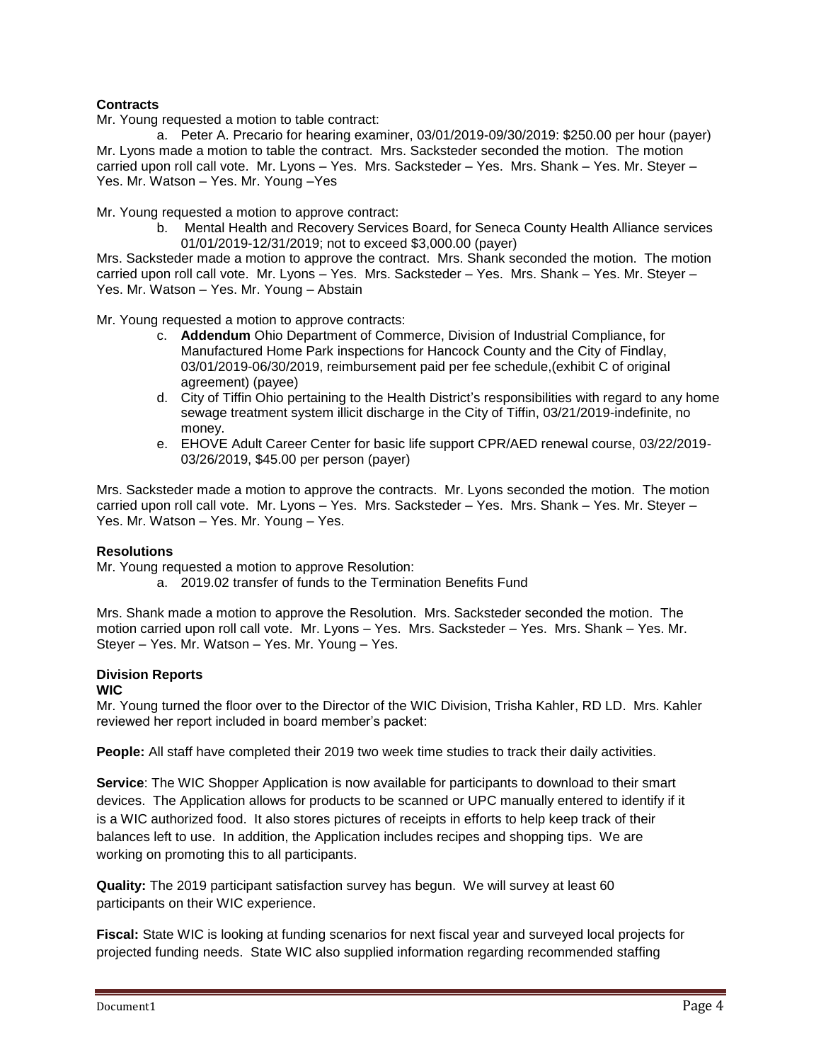**Contracts**

Mr. Young requested a motion to table contract:

a. Peter A. Precario for hearing examiner, 03/01/2019-09/30/2019: $250.00 per hour (payer)

Mr. Lyons made a motion to table the contract. Mrs. Sacksteder seconded the motion. The motion carried upon roll call vote. Mr. Lyons – Yes. Mrs. Sacksteder – Yes. Mrs. Shank – Yes. Mr. Steyer – Yes. Mr. Watson – Yes. Mr. Young –Yes

Mr. Young requested a motion to approve contract:

b. Mental Health and Recovery Services Board, for Seneca County Health Alliance services 01/01/2019-12/31/2019; not to exceed $3,000.00 (payer)

Mrs. Sacksteder made a motion to approve the contract. Mrs. Shank seconded the motion. The motion carried upon roll call vote. Mr. Lyons – Yes. Mrs. Sacksteder – Yes. Mrs. Shank – Yes. Mr. Steyer – Yes. Mr. Watson – Yes. Mr. Young – Abstain

Mr. Young requested a motion to approve contracts:

c. **Addendum** Ohio Department of Commerce, Division of Industrial Compliance, for Manufactured Home Park inspections for Hancock County and the City of Findlay, 03/01/2019-06/30/2019, reimbursement paid per fee schedule,(exhibit C of original agreement) (payee)
d. City of Tiffin Ohio pertaining to the Health District's responsibilities with regard to any home sewage treatment system illicit discharge in the City of Tiffin, 03/21/2019-indefinite, no money.
e. EHOVE Adult Career Center for basic life support CPR/AED renewal course, 03/22/2019-03/26/2019, $45.00 per person (payer)

Mrs. Sacksteder made a motion to approve the contracts. Mr. Lyons seconded the motion. The motion carried upon roll call vote. Mr. Lyons – Yes. Mrs. Sacksteder – Yes. Mrs. Shank – Yes. Mr. Steyer – Yes. Mr. Watson – Yes. Mr. Young – Yes.

**Resolutions**

Mr. Young requested a motion to approve Resolution:

a. 2019.02 transfer of funds to the Termination Benefits Fund

Mrs. Shank made a motion to approve the Resolution. Mrs. Sacksteder seconded the motion. The motion carried upon roll call vote. Mr. Lyons – Yes. Mrs. Sacksteder – Yes. Mrs. Shank – Yes. Mr. Steyer – Yes. Mr. Watson – Yes. Mr. Young – Yes.

**Division Reports**

**WIC**

Mr. Young turned the floor over to the Director of the WIC Division, Trisha Kahler, RD LD. Mrs. Kahler reviewed her report included in board member's packet:

**People:** All staff have completed their 2019 two week time studies to track their daily activities.

**Service**: The WIC Shopper Application is now available for participants to download to their smart devices. The Application allows for products to be scanned or UPC manually entered to identify if it is a WIC authorized food. It also stores pictures of receipts in efforts to help keep track of their balances left to use. In addition, the Application includes recipes and shopping tips. We are working on promoting this to all participants.

**Quality:** The 2019 participant satisfaction survey has begun. We will survey at least 60 participants on their WIC experience.

**Fiscal:** State WIC is looking at funding scenarios for next fiscal year and surveyed local projects for projected funding needs. State WIC also supplied information regarding recommended staffing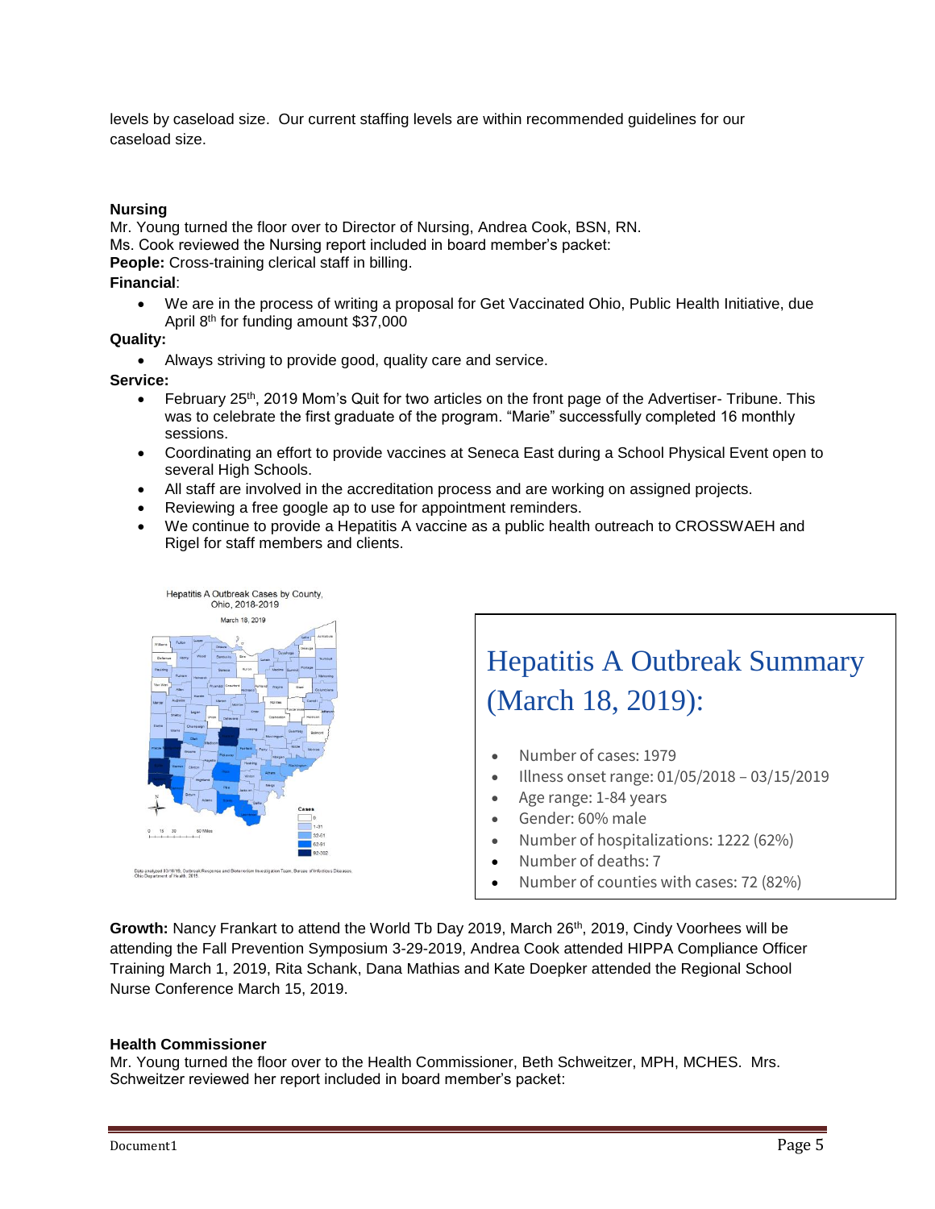levels by caseload size. Our current staffing levels are within recommended guidelines for our caseload size.

**Nursing**

Mr. Young turned the floor over to Director of Nursing, Andrea Cook, BSN, RN.
Ms. Cook reviewed the Nursing report included in board member's packet:
**People:** Cross-training clerical staff in billing.

**Financial**:

- We are in the process of writing a proposal for Get Vaccinated Ohio, Public Health Initiative, due April 8th for funding amount $37,000

**Quality:**

- Always striving to provide good, quality care and service.

**Service:**

- February 25th, 2019 Mom's Quit for two articles on the front page of the Advertiser- Tribune. This was to celebrate the first graduate of the program. "Marie" successfully completed 16 monthly sessions.
- Coordinating an effort to provide vaccines at Seneca East during a School Physical Event open to several High Schools.
- All staff are involved in the accreditation process and are working on assigned projects.
- Reviewing a free google ap to use for appointment reminders.
- We continue to provide a Hepatitis A vaccine as a public health outreach to CROSSWAEH and Rigel for staff members and clients.

Hepatitis A Outbreak Cases by County, Ohio, 2018-2019

March 18, 2019

Cases: 0; 1-31; 32-61; 62-91; 92-302

Data analyzed 03/18/19, Outbreak Response and Bioterrorism Investigation Team, Bureau of Infectious Diseases, Ohio Department of Health, 2019.

## Hepatitis A Outbreak Summary (March 18, 2019):

- Number of cases: 1979
- Illness onset range: 01/05/2018 – 03/15/2019
- Age range: 1-84 years
- Gender: 60% male
- Number of hospitalizations: 1222 (62%)
- Number of deaths: 7
- Number of counties with cases: 72 (82%)

**Growth:** Nancy Frankart to attend the World Tb Day 2019, March 26th, 2019, Cindy Voorhees will be attending the Fall Prevention Symposium 3-29-2019, Andrea Cook attended HIPPA Compliance Officer Training March 1, 2019, Rita Schank, Dana Mathias and Kate Doepker attended the Regional School Nurse Conference March 15, 2019.

**Health Commissioner**

Mr. Young turned the floor over to the Health Commissioner, Beth Schweitzer, MPH, MCHES. Mrs. Schweitzer reviewed her report included in board member's packet: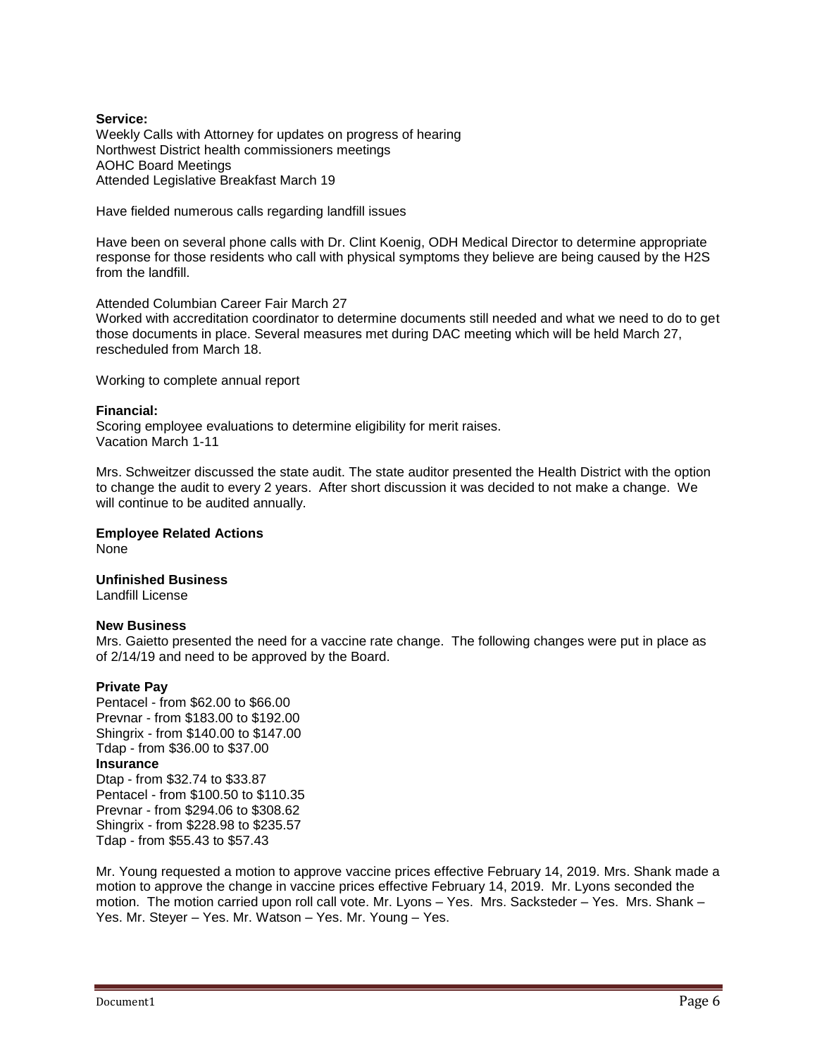**Service:**
Weekly Calls with Attorney for updates on progress of hearing
Northwest District health commissioners meetings
AOHC Board Meetings
Attended Legislative Breakfast March 19

Have fielded numerous calls regarding landfill issues

Have been on several phone calls with Dr. Clint Koenig, ODH Medical Director to determine appropriate response for those residents who call with physical symptoms they believe are being caused by the $H_2S$ from the landfill.

Attended Columbian Career Fair March 27
Worked with accreditation coordinator to determine documents still needed and what we need to do to get those documents in place. Several measures met during DAC meeting which will be held March 27, rescheduled from March 18.

Working to complete annual report

**Financial:**
Scoring employee evaluations to determine eligibility for merit raises.
Vacation March 1-11

Mrs. Schweitzer discussed the state audit. The state auditor presented the Health District with the option to change the audit to every 2 years. After short discussion it was decided to not make a change. We will continue to be audited annually.

**Employee Related Actions**
None

**Unfinished Business**
Landfill License

**New Business**
Mrs. Gaietto presented the need for a vaccine rate change. The following changes were put in place as of 2/14/19 and need to be approved by the Board.

**Private Pay**
Pentacel - from $62.00 to $66.00
Prevnar - from $183.00 to $192.00
Shingrix - from $140.00 to $147.00
Tdap - from $36.00 to $37.00
**Insurance**
Dtap - from $32.74 to $33.87
Pentacel - from $100.50 to $110.35
Prevnar - from $294.06 to $308.62
Shingrix - from $228.98 to $235.57
Tdap - from $55.43 to $57.43

Mr. Young requested a motion to approve vaccine prices effective February 14, 2019. Mrs. Shank made a motion to approve the change in vaccine prices effective February 14, 2019. Mr. Lyons seconded the motion. The motion carried upon roll call vote. Mr. Lyons – Yes. Mrs. Sacksteder – Yes. Mrs. Shank – Yes. Mr. Steyer – Yes. Mr. Watson – Yes. Mr. Young – Yes.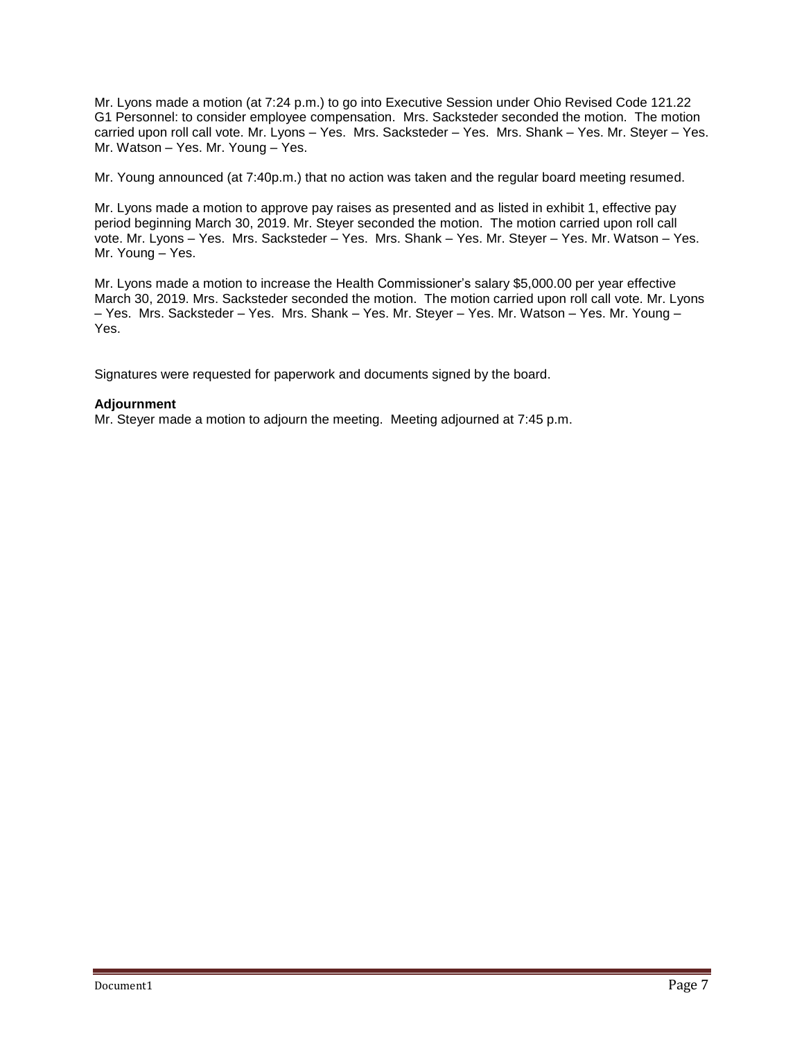Mr. Lyons made a motion (at 7:24 p.m.) to go into Executive Session under Ohio Revised Code 121.22 G1 Personnel: to consider employee compensation. Mrs. Sacksteder seconded the motion. The motion carried upon roll call vote. Mr. Lyons – Yes. Mrs. Sacksteder – Yes. Mrs. Shank – Yes. Mr. Steyer – Yes. Mr. Watson – Yes. Mr. Young – Yes.

Mr. Young announced (at 7:40p.m.) that no action was taken and the regular board meeting resumed.

Mr. Lyons made a motion to approve pay raises as presented and as listed in exhibit 1, effective pay period beginning March 30, 2019. Mr. Steyer seconded the motion. The motion carried upon roll call vote. Mr. Lyons – Yes. Mrs. Sacksteder – Yes. Mrs. Shank – Yes. Mr. Steyer – Yes. Mr. Watson – Yes. Mr. Young – Yes.

Mr. Lyons made a motion to increase the Health Commissioner's salary $5,000.00 per year effective March 30, 2019. Mrs. Sacksteder seconded the motion. The motion carried upon roll call vote. Mr. Lyons – Yes. Mrs. Sacksteder – Yes. Mrs. Shank – Yes. Mr. Steyer – Yes. Mr. Watson – Yes. Mr. Young – Yes.

Signatures were requested for paperwork and documents signed by the board.

**Adjournment**

Mr. Steyer made a motion to adjourn the meeting. Meeting adjourned at 7:45 p.m.